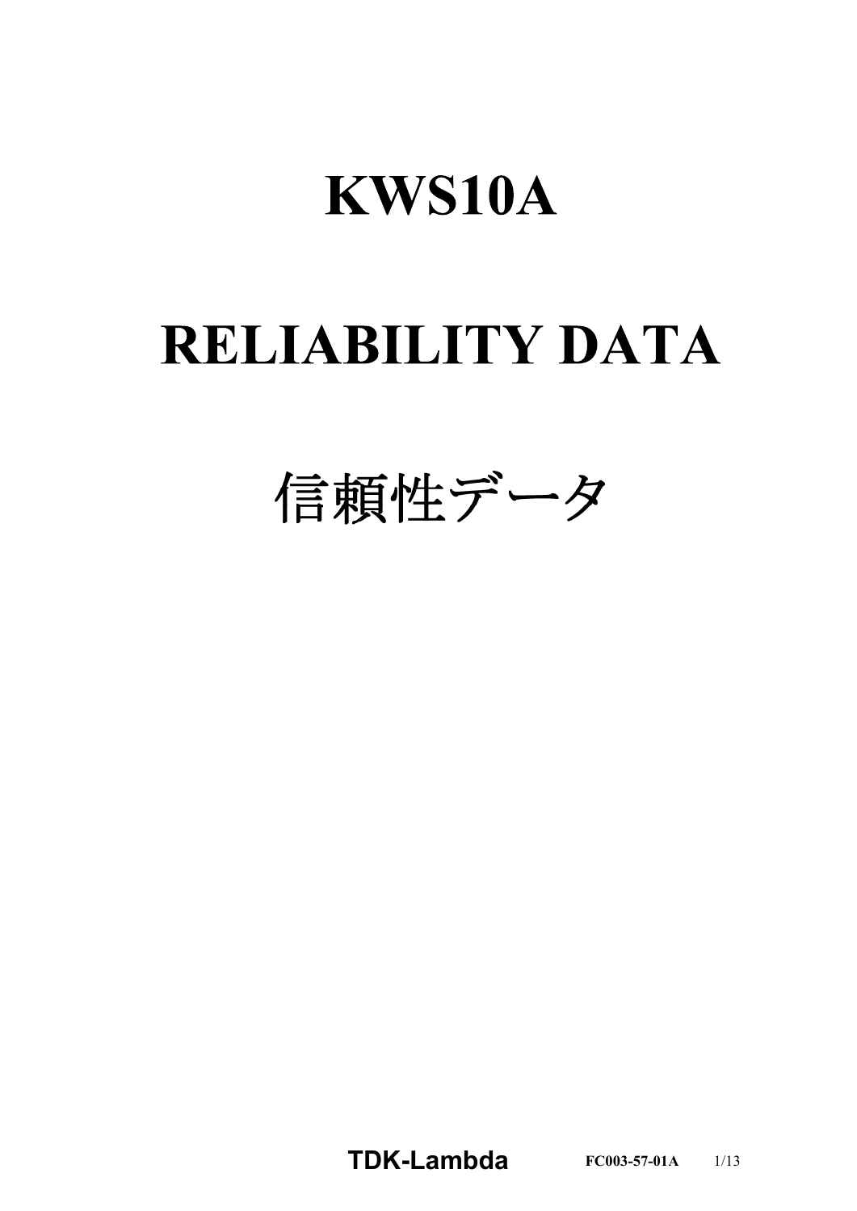# KWS10A

# RELIABILITY DATA

# 信頼性データ

**TDK-Lambda** FC003-57-01A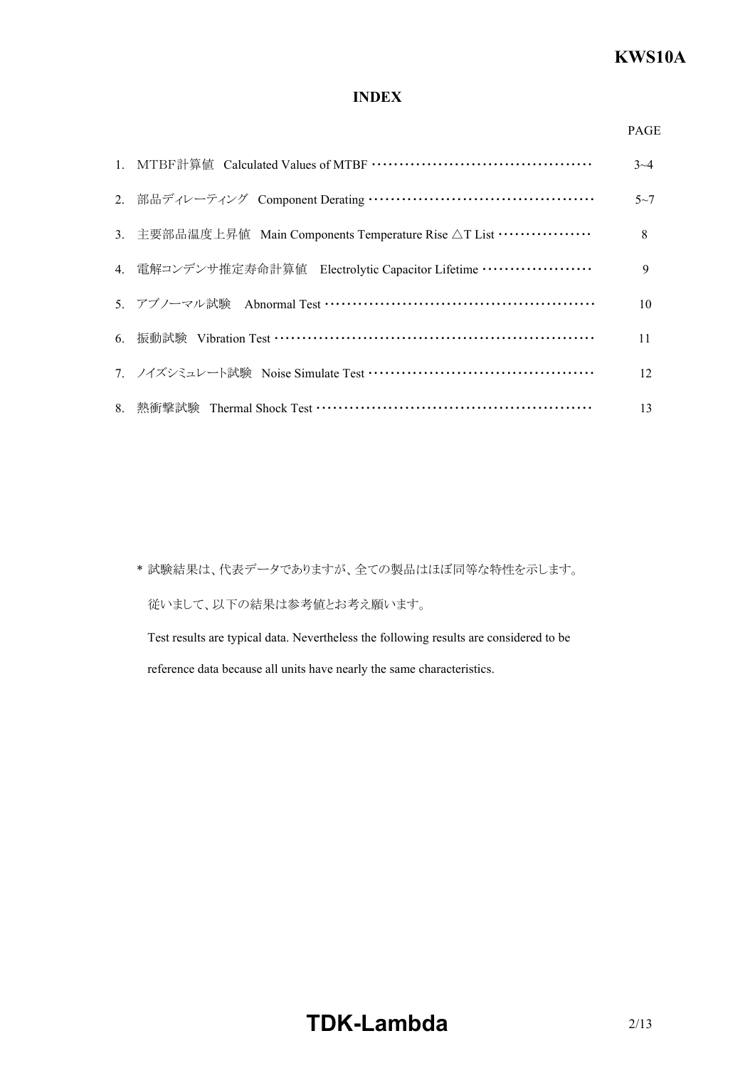# INDEX

| | | PAGE |
|---|---|---|
| 1. | MTBF計算値 Calculated Values of MTBF | 3~4 |
| 2. | 部品ディレーティング Component Derating | 5~7 |
| 3. | 主要部品温度上昇値 Main Components Temperature Rise △T List | 8 |
| 4. | 電解コンデンサ推定寿命計算値 Electrolytic Capacitor Lifetime | 9 |
| 5. | アブノーマル試験 Abnormal Test | 10 |
| 6. | 振動試験 Vibration Test | 11 |
| 7. | ノイズシミュレート試験 Noise Simulate Test | 12 |
| 8. | 熱衝撃試験 Thermal Shock Test | 13 |

* 試験結果は、代表データでありますが、全ての製品はほぼ同等な特性を示します。

従いまして、以下の結果は参考値とお考え願います。

Test results are typical data. Nevertheless the following results are considered to be reference data because all units have nearly the same characteristics.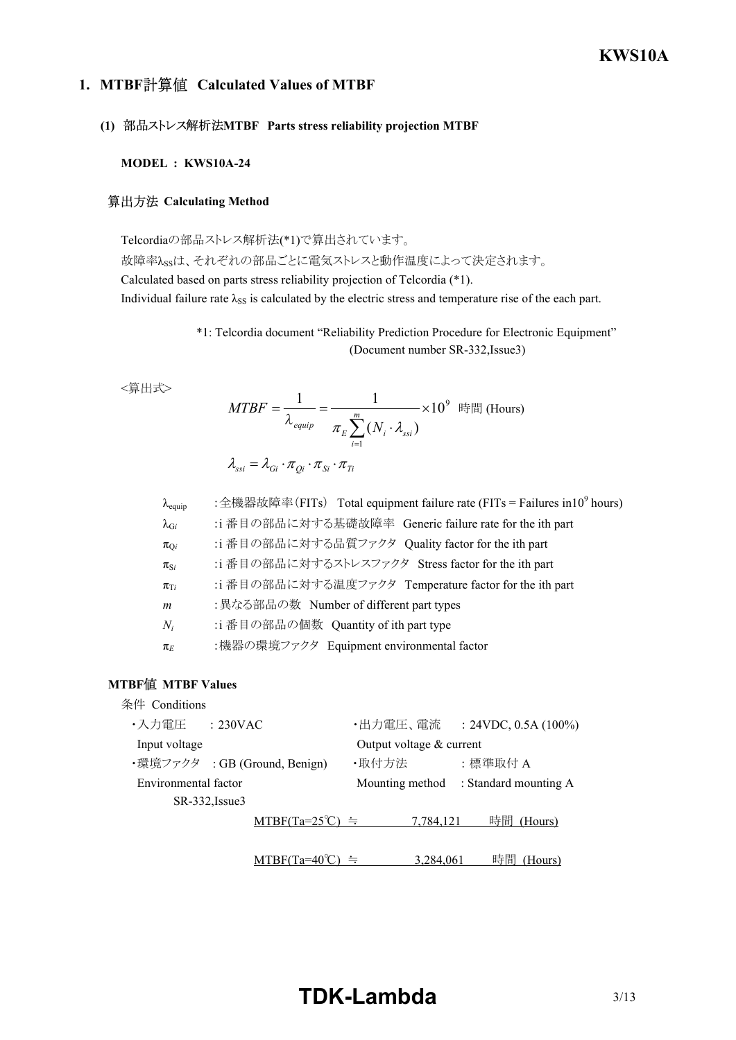## 1. MTBF計算値 Calculated Values of MTBF

### (1) 部品ストレス解析法MTBF Parts stress reliability projection MTBF

**MODEL : KWS10A-24**

**算出方法 Calculating Method**

Telcordiaの部品ストレス解析法(*1)で算出されています。
故障率$\lambda_{SS}$は、それぞれの部品ごとに電気ストレスと動作温度によって決定されます。
Calculated based on parts stress reliability projection of Telcordia (*1).
Individual failure rate $\lambda_{SS}$ is calculated by the electric stress and temperature rise of the each part.

*1: Telcordia document "Reliability Prediction Procedure for Electronic Equipment" (Document number SR-332,Issue3)

<算出式>

$$MTBF = \frac{1}{\lambda_{equip}} = \frac{1}{\pi_E \sum_{i=1}^{m} (N_i \cdot \lambda_{ssi})} \times 10^9 \text{ 時間 (Hours)}$$

$$\lambda_{ssi} = \lambda_{Gi} \cdot \pi_{Qi} \cdot \pi_{Si} \cdot \pi_{Ti}$$

| | |
|---|---|
| $\lambda_{equip}$ | :全機器故障率(FITs) Total equipment failure rate (FITs = Failures in$10^9$ hours) |
| $\lambda_{Gi}$ | :i 番目の部品に対する基礎故障率 Generic failure rate for the ith part |
| $\pi_{Qi}$ | :i 番目の部品に対する品質ファクタ Quality factor for the ith part |
| $\pi_{Si}$ | :i 番目の部品に対するストレスファクタ Stress factor for the ith part |
| $\pi_{Ti}$ | :i 番目の部品に対する温度ファクタ Temperature factor for the ith part |
| $m$ | :異なる部品の数 Number of different part types |
| $N_i$ | :i 番目の部品の個数 Quantity of ith part type |
| $\pi_E$ | :機器の環境ファクタ Equipment environmental factor |

**MTBF値 MTBF Values**

条件 Conditions

| | |
|---|---|
| ・入力電圧 Input voltage : 230VAC | ・出力電圧、電流 Output voltage & current : 24VDC, 0.5A (100%) |
| ・環境ファクタ Environmental factor : GB (Ground, Benign) SR-332,Issue3 | ・取付方法 Mounting method : 標準取付 A : Standard mounting A |

MTBF(Ta=25℃) ≒ 7,784,121 時間 (Hours)

MTBF(Ta=40℃) ≒ 3,284,061 時間 (Hours)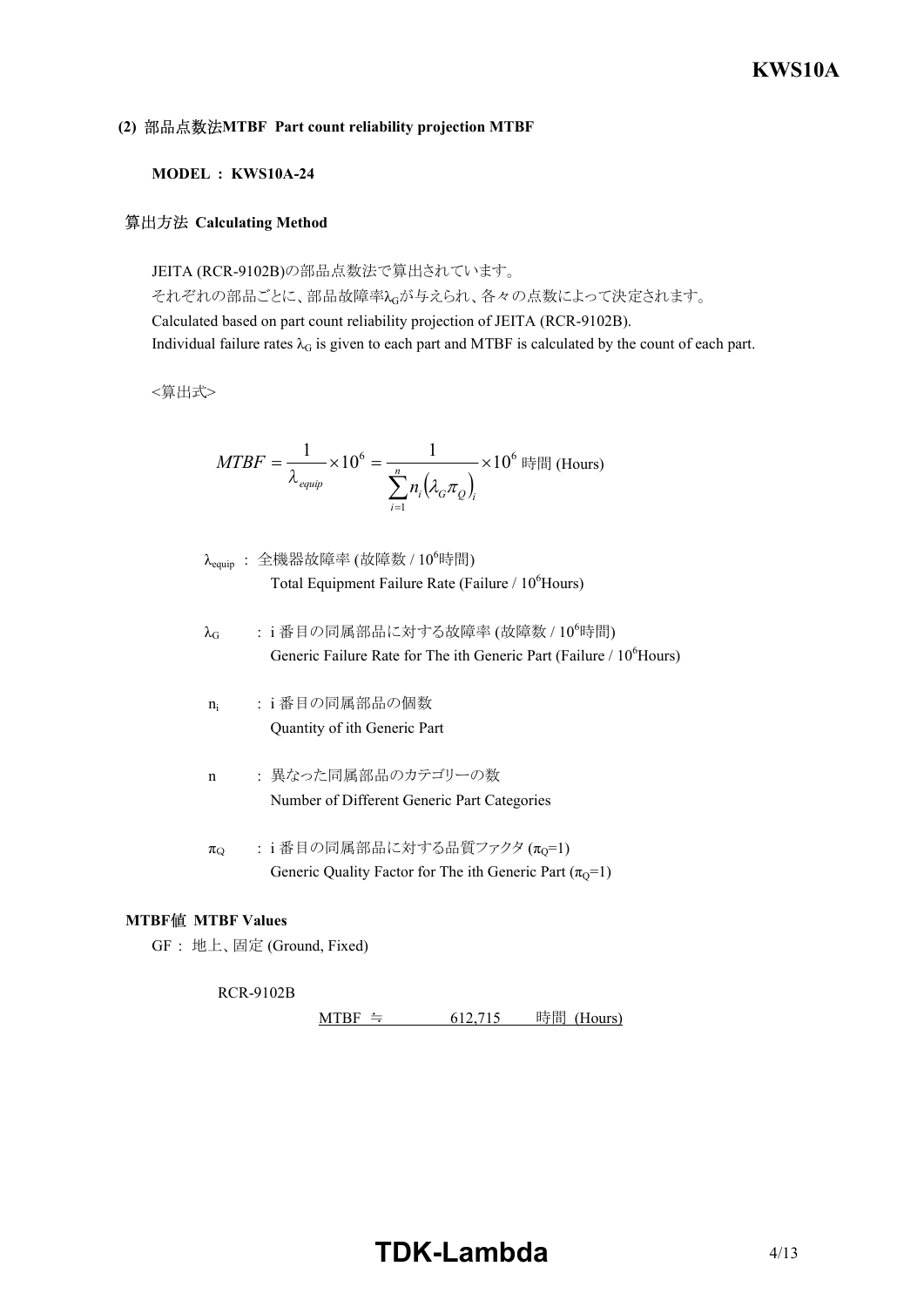**(2) 部品点数法MTBF Part count reliability projection MTBF**

**MODEL : KWS10A-24**

**算出方法 Calculating Method**

JEITA (RCR-9102B)の部品点数法で算出されています。
それぞれの部品ごとに、部品故障率$\lambda_G$が与えられ、各々の点数によって決定されます。
Calculated based on part count reliability projection of JEITA (RCR-9102B).
Individual failure rates $\lambda_G$ is given to each part and MTBF is calculated by the count of each part.

<算出式>

$$MTBF = \frac{1}{\lambda_{equip}} \times 10^6 = \frac{1}{\sum_{i=1}^{n} n_i \left(\lambda_G \pi_Q\right)_i} \times 10^6 \text{ 時間 (Hours)}$$

$\lambda_{equip}$ : 全機器故障率 (故障数 / $10^6$時間)
Total Equipment Failure Rate (Failure / $10^6$Hours)

$\lambda_G$ : i 番目の同属部品に対する故障率 (故障数 / $10^6$時間)
Generic Failure Rate for The ith Generic Part (Failure / $10^6$Hours)

$n_i$ : i 番目の同属部品の個数
Quantity of ith Generic Part

n : 異なった同属部品のカテゴリーの数
Number of Different Generic Part Categories

$\pi_Q$ : i 番目の同属部品に対する品質ファクタ ($\pi_Q$=1)
Generic Quality Factor for The ith Generic Part ($\pi_Q$=1)

**MTBF値 MTBF Values**

GF : 地上、固定 (Ground, Fixed)

RCR-9102B

MTBF ≒ 612,715 時間 (Hours)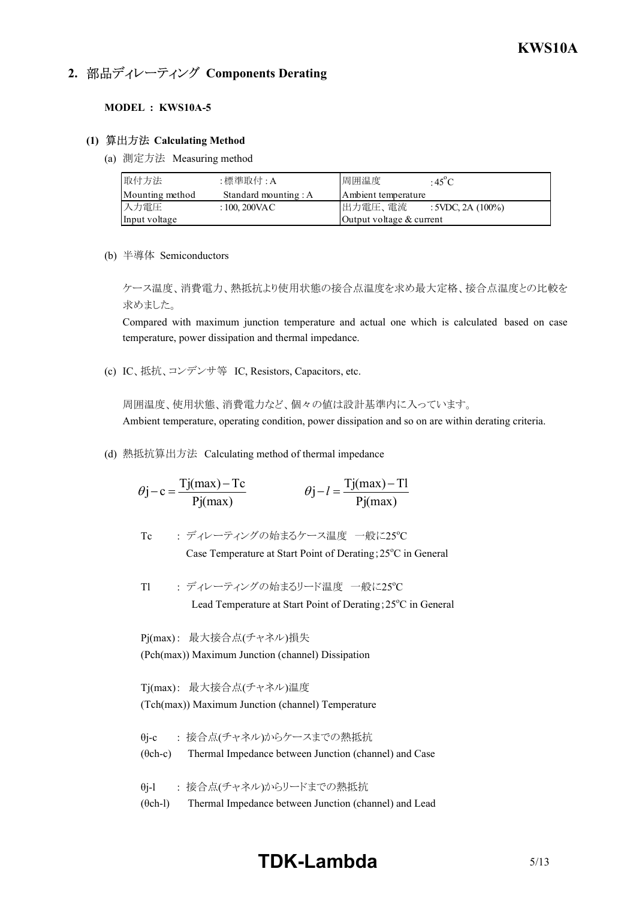## 2. 部品ディレーティング Components Derating

**MODEL : KWS10A-5**

### (1) 算出方法 Calculating Method

(a) 測定方法 Measuring method

| | | | |
|---|---|---|---|
| 取付方法<br>Mounting method | : 標準取付 : A<br>Standard mounting : A | 周囲温度<br>Ambient temperature | : 45°C |
| 入力電圧<br>Input voltage | : 100, 200VAC | 出力電圧、電流<br>Output voltage & current | : 5VDC, 2A (100%) |

(b) 半導体 Semiconductors

ケース温度、消費電力、熱抵抗より使用状態の接合点温度を求め最大定格、接合点温度との比較を求めました。

Compared with maximum junction temperature and actual one which is calculated based on case temperature, power dissipation and thermal impedance.

(c) IC、抵抗、コンデンサ等 IC, Resistors, Capacitors, etc.

周囲温度、使用状態、消費電力など、個々の値は設計基準内に入っています。

Ambient temperature, operating condition, power dissipation and so on are within derating criteria.

(d) 熱抵抗算出方法 Calculating method of thermal impedance

$$\theta j-c = \frac{Tj(max) - Tc}{Pj(max)} \qquad \theta j-l = \frac{Tj(max) - Tl}{Pj(max)}$$

Tc : ディレーティングの始まるケース温度 一般に25°C
Case Temperature at Start Point of Derating ; 25°C in General

Tl : ディレーティングの始まるリード温度 一般に25°C
Lead Temperature at Start Point of Derating ; 25°C in General

Pj(max) : 最大接合点(チャネル)損失
(Pch(max)) Maximum Junction (channel) Dissipation

Tj(max) : 最大接合点(チャネル)温度
(Tch(max)) Maximum Junction (channel) Temperature

θj-c : 接合点(チャネル)からケースまでの熱抵抗
(θch-c) Thermal Impedance between Junction (channel) and Case

θj-l : 接合点(チャネル)からリードまでの熱抵抗
(θch-l) Thermal Impedance between Junction (channel) and Lead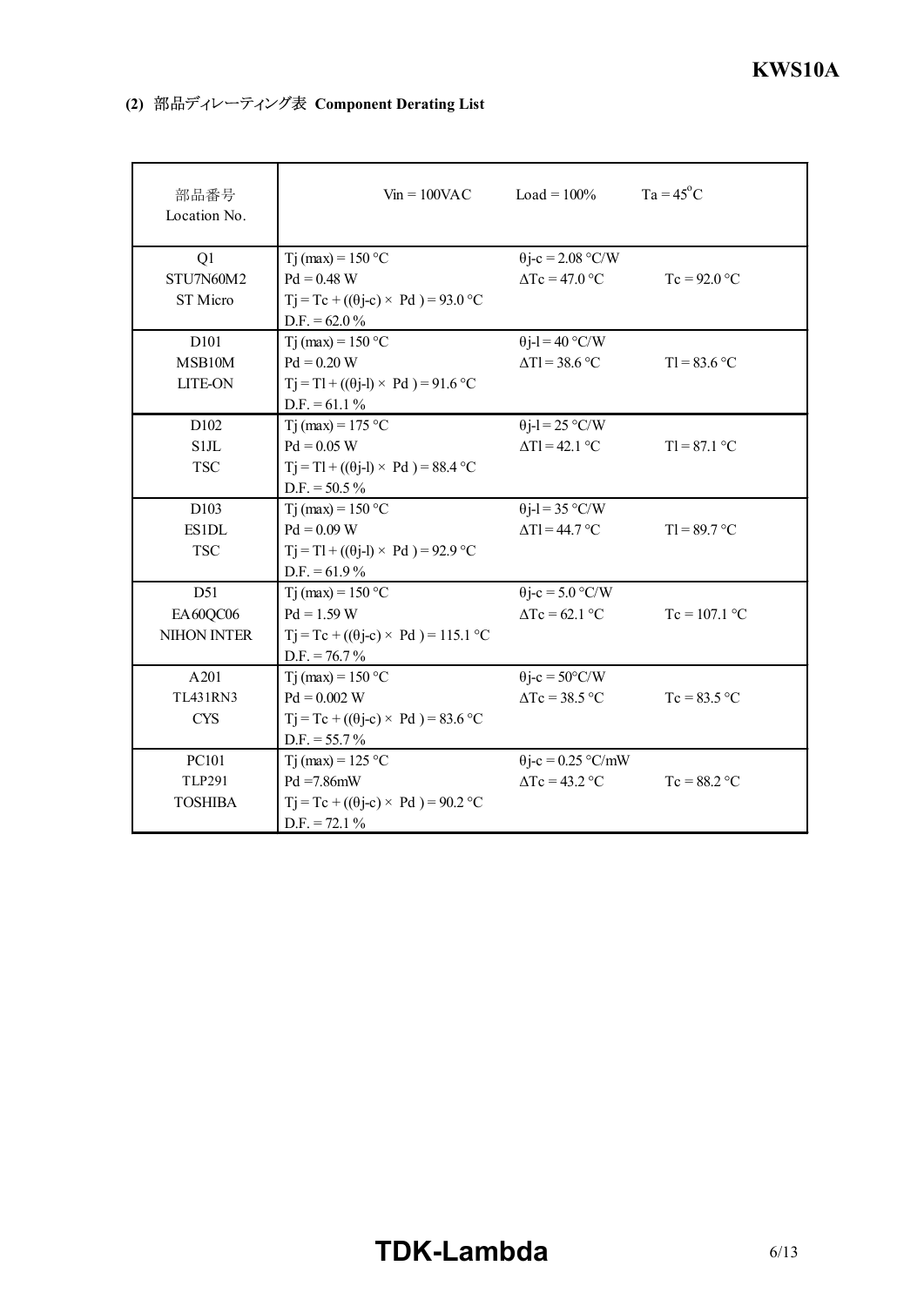**(2) 部品ディレーティング表 Component Derating List**

| 部品番号<br>Location No. | Vin = 100VAC | Load = 100% | Ta = 45°C |
|---|---|---|---|
| Q1<br>STU7N60M2<br>ST Micro | Tj (max) = 150 °C<br>Pd = 0.48 W<br>Tj = Tc + ((θj-c) × Pd ) = 93.0 °C<br>D.F. = 62.0 % | θj-c = 2.08 °C/W<br>ΔTc = 47.0 °C | <br>Tc = 92.0 °C |
| D101<br>MSB10M<br>LITE-ON | Tj (max) = 150 °C<br>Pd = 0.20 W<br>Tj = Tl + ((θj-l) × Pd ) = 91.6 °C<br>D.F. = 61.1 % | θj-l = 40 °C/W<br>ΔTl = 38.6 °C | <br>Tl = 83.6 °C |
| D102<br>S1JL<br>TSC | Tj (max) = 175 °C<br>Pd = 0.05 W<br>Tj = Tl + ((θj-l) × Pd ) = 88.4 °C<br>D.F. = 50.5 % | θj-l = 25 °C/W<br>ΔTl = 42.1 °C | <br>Tl = 87.1 °C |
| D103<br>ES1DL<br>TSC | Tj (max) = 150 °C<br>Pd = 0.09 W<br>Tj = Tl + ((θj-l) × Pd ) = 92.9 °C<br>D.F. = 61.9 % | θj-l = 35 °C/W<br>ΔTl = 44.7 °C | <br>Tl = 89.7 °C |
| D51<br>EA60QC06<br>NIHON INTER | Tj (max) = 150 °C<br>Pd = 1.59 W<br>Tj = Tc + ((θj-c) × Pd ) = 115.1 °C<br>D.F. = 76.7 % | θj-c = 5.0 °C/W<br>ΔTc = 62.1 °C | <br>Tc = 107.1 °C |
| A201<br>TL431RN3<br>CYS | Tj (max) = 150 °C<br>Pd = 0.002 W<br>Tj = Tc + ((θj-c) × Pd ) = 83.6 °C<br>D.F. = 55.7 % | θj-c = 50°C/W<br>ΔTc = 38.5 °C | <br>Tc = 83.5 °C |
| PC101<br>TLP291<br>TOSHIBA | Tj (max) = 125 °C<br>Pd =7.86mW<br>Tj = Tc + ((θj-c) × Pd ) = 90.2 °C<br>D.F. = 72.1 % | θj-c = 0.25 °C/mW<br>ΔTc = 43.2 °C | <br>Tc = 88.2 °C |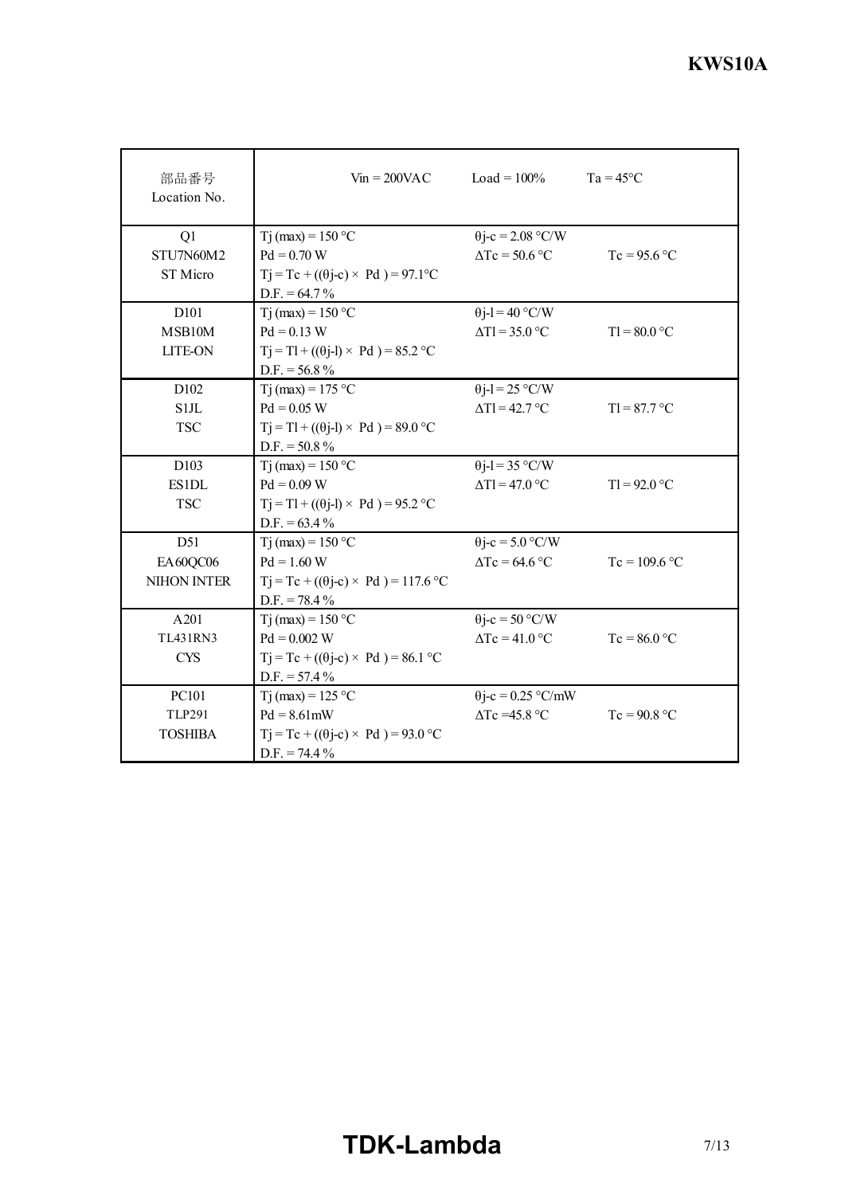| 部品番号<br>Location No. | Vin = 200VAC | Load = 100% | Ta = 45°C |
|---|---|---|---|
| Q1<br>STU7N60M2<br>ST Micro | Tj (max) = 150 °C<br>Pd = 0.70 W<br>Tj = Tc + ((θj-c) × Pd ) = 97.1°C<br>D.F. = 64.7 % | θj-c = 2.08 °C/W<br>ΔTc = 50.6 °C | <br>Tc = 95.6 °C |
| D101<br>MSB10M<br>LITE-ON | Tj (max) = 150 °C<br>Pd = 0.13 W<br>Tj = Tl + ((θj-l) × Pd ) = 85.2 °C<br>D.F. = 56.8 % | θj-l = 40 °C/W<br>ΔTl = 35.0 °C | <br>Tl = 80.0 °C |
| D102<br>S1JL<br>TSC | Tj (max) = 175 °C<br>Pd = 0.05 W<br>Tj = Tl + ((θj-l) × Pd ) = 89.0 °C<br>D.F. = 50.8 % | θj-l = 25 °C/W<br>ΔTl = 42.7 °C | <br>Tl = 87.7 °C |
| D103<br>ES1DL<br>TSC | Tj (max) = 150 °C<br>Pd = 0.09 W<br>Tj = Tl + ((θj-l) × Pd ) = 95.2 °C<br>D.F. = 63.4 % | θj-l = 35 °C/W<br>ΔTl = 47.0 °C | <br>Tl = 92.0 °C |
| D51<br>EA60QC06<br>NIHON INTER | Tj (max) = 150 °C<br>Pd = 1.60 W<br>Tj = Tc + ((θj-c) × Pd ) = 117.6 °C<br>D.F. = 78.4 % | θj-c = 5.0 °C/W<br>ΔTc = 64.6 °C | <br>Tc = 109.6 °C |
| A201<br>TL431RN3<br>CYS | Tj (max) = 150 °C<br>Pd = 0.002 W<br>Tj = Tc + ((θj-c) × Pd ) = 86.1 °C<br>D.F. = 57.4 % | θj-c = 50 °C/W<br>ΔTc = 41.0 °C | <br>Tc = 86.0 °C |
| PC101<br>TLP291<br>TOSHIBA | Tj (max) = 125 °C<br>Pd = 8.61mW<br>Tj = Tc + ((θj-c) × Pd ) = 93.0 °C<br>D.F. = 74.4 % | θj-c = 0.25 °C/mW<br>ΔTc =45.8 °C | <br>Tc = 90.8 °C |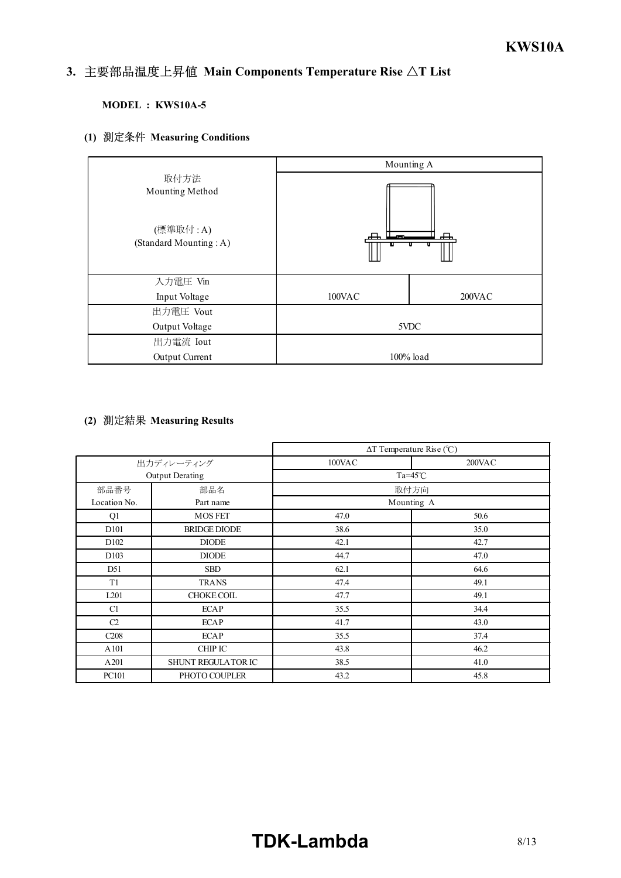## 3. 主要部品温度上昇値 Main Components Temperature Rise △T List

**MODEL : KWS10A-5**

### (1) 測定条件 Measuring Conditions

| | Mounting A | |
|---|---|---|
| 取付方法<br>Mounting Method<br><br>(標準取付 : A)<br>(Standard Mounting : A) | | |
| 入力電圧 Vin<br>Input Voltage | 100VAC | 200VAC |
| 出力電圧 Vout<br>Output Voltage | 5VDC | |
| 出力電流 Iout<br>Output Current | 100% load | |

### (2) 測定結果 Measuring Results

| | | ΔT Temperature Rise (℃) | |
|---|---|---|---|
| 出力ディレーティング<br>Output Derating | | 100VAC | 200VAC |
| | | Ta=45℃ | |
| 部品番号<br>Location No. | 部品名<br>Part name | 取付方向<br>Mounting A | |
| Q1 | MOS FET | 47.0 | 50.6 |
| D101 | BRIDGE DIODE | 38.6 | 35.0 |
| D102 | DIODE | 42.1 | 42.7 |
| D103 | DIODE | 44.7 | 47.0 |
| D51 | SBD | 62.1 | 64.6 |
| T1 | TRANS | 47.4 | 49.1 |
| L201 | CHOKE COIL | 47.7 | 49.1 |
| C1 | ECAP | 35.5 | 34.4 |
| C2 | ECAP | 41.7 | 43.0 |
| C208 | ECAP | 35.5 | 37.4 |
| A101 | CHIP IC | 43.8 | 46.2 |
| A201 | SHUNT REGULATOR IC | 38.5 | 41.0 |
| PC101 | PHOTO COUPLER | 43.2 | 45.8 |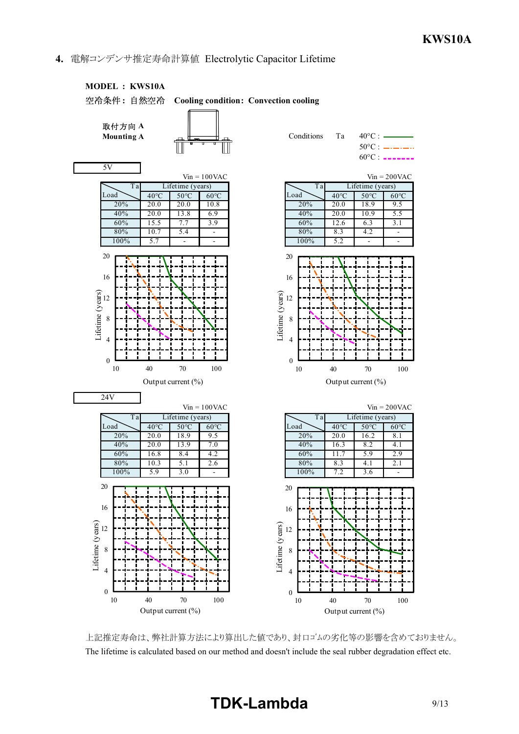## 4. 電解コンデンサ推定寿命計算値 Electrolytic Capacitor Lifetime

**MODEL : KWS10A**

空冷条件 : 自然空冷　**Cooling condition : Convection cooling**

取付方向 A
**Mounting A**

Conditions　Ta　40°C : ———　50°C : -·-·-·　60°C : - - - - -

### 5V

Vin = 100VAC

| Load \ Ta | Lifetime (years) | | |
|---|---|---|---|
| | 40°C | 50°C | 60°C |
| 20% | 20.0 | 20.0 | 10.8 |
| 40% | 20.0 | 13.8 | 6.9 |
| 60% | 15.5 | 7.7 | 3.9 |
| 80% | 10.7 | 5.4 | - |
| 100% | 5.7 | - | - |

Vin = 200VAC

| Load \ Ta | Lifetime (years) | | |
|---|---|---|---|
| | 40°C | 50°C | 60°C |
| 20% | 20.0 | 18.9 | 9.5 |
| 40% | 20.0 | 10.9 | 5.5 |
| 60% | 12.6 | 6.3 | 3.1 |
| 80% | 8.3 | 4.2 | - |
| 100% | 5.2 | - | - |

Lifetime (years)
0 4 8 12 16 20
10 40 70 100
Output current (%)

Lifetime (years)
0 4 8 12 16 20
10 40 70 100
Output current (%)

### 24V

Vin = 100VAC

| Load \ Ta | Lifetime (years) | | |
|---|---|---|---|
| | 40°C | 50°C | 60°C |
| 20% | 20.0 | 18.9 | 9.5 |
| 40% | 20.0 | 13.9 | 7.0 |
| 60% | 16.8 | 8.4 | 4.2 |
| 80% | 10.3 | 5.1 | 2.6 |
| 100% | 5.9 | 3.0 | - |

Vin = 200VAC

| Load \ Ta | Lifetime (years) | | |
|---|---|---|---|
| | 40°C | 50°C | 60°C |
| 20% | 20.0 | 16.2 | 8.1 |
| 40% | 16.3 | 8.2 | 4.1 |
| 60% | 11.7 | 5.9 | 2.9 |
| 80% | 8.3 | 4.1 | 2.1 |
| 100% | 7.2 | 3.6 | - |

Lifetime (years)
0 4 8 12 16 20
10 40 70 100
Output current (%)

Lifetime (years)
0 4 8 12 16 20
10 40 70 100
Output current (%)

上記推定寿命は、弊社計算方法により算出した値であり、封口ｺﾞﾑの劣化等の影響を含めておりません。
The lifetime is calculated based on our method and doesn't include the seal rubber degradation effect etc.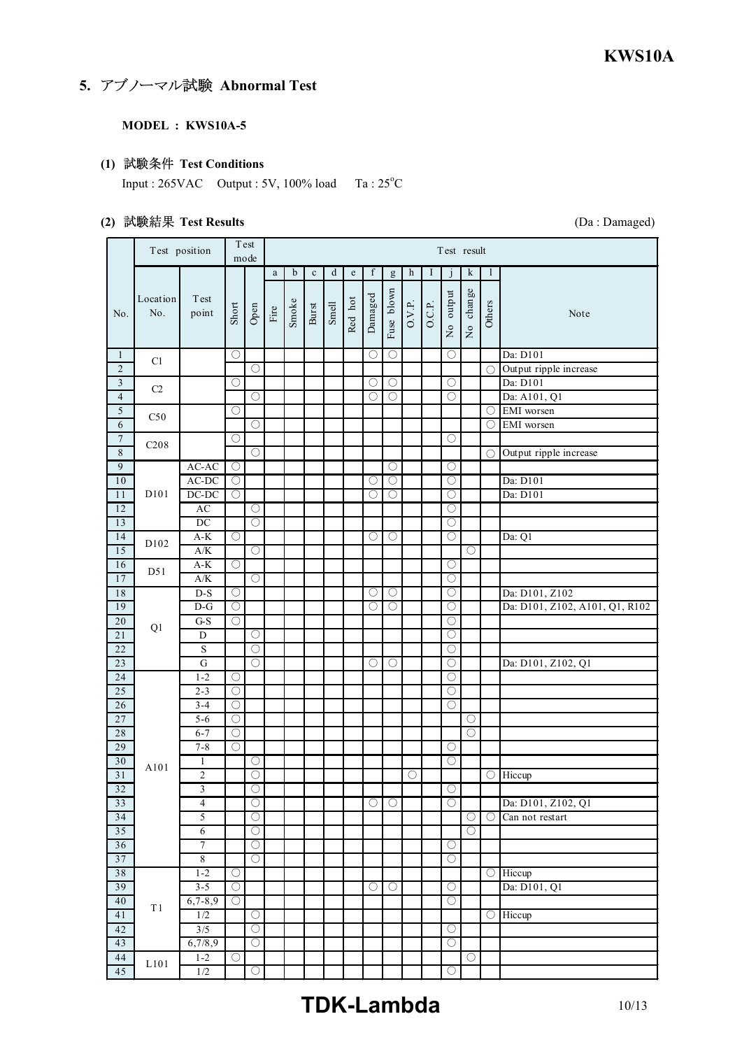## 5. アブノーマル試験 Abnormal Test

**MODEL : KWS10A-5**

### (1) 試験条件 Test Conditions

Input : 265VAC　Output : 5V, 100% load　Ta : 25°C

### (2) 試験結果 Test Results

(Da : Damaged)

| No. | Test position | | Test mode | | Test result | | | | | | | | | | | | |
|---|---|---|---|---|---|---|---|---|---|---|---|---|---|---|---|---|---|
| | | | | | a | b | c | d | e | f | g | h | I | j | k | l | |
| | Location No. | Test point | Short | Open | Fire | Smoke | Burst | Smell | Red hot | Damaged | Fuse blown | O.V.P. | O.C.P. | No output | No change | Others | Note |
| 1 | C1 | | ○ | | | | | | | ○ | ○ | | | ○ | | | Da: D101 |
| 2 | | | | ○ | | | | | | | | | | | | ○ | Output ripple increase |
| 3 | C2 | | ○ | | | | | | | ○ | ○ | | | ○ | | | Da: D101 |
| 4 | | | | ○ | | | | | | ○ | ○ | | | ○ | | | Da: A101, Q1 |
| 5 | C50 | | ○ | | | | | | | | | | | | | ○ | EMI worsen |
| 6 | | | | ○ | | | | | | | | | | | | ○ | EMI worsen |
| 7 | C208 | | ○ | | | | | | | | | | | ○ | | | |
| 8 | | | | ○ | | | | | | | | | | | | ○ | Output ripple increase |
| 9 | D101 | AC-AC | ○ | | | | | | | | ○ | | | ○ | | | |
| 10 | | AC-DC | ○ | | | | | | | ○ | ○ | | | ○ | | | Da: D101 |
| 11 | | DC-DC | ○ | | | | | | | ○ | ○ | | | ○ | | | Da: D101 |
| 12 | | AC | | ○ | | | | | | | | | | ○ | | | |
| 13 | | DC | | ○ | | | | | | | | | | ○ | | | |
| 14 | D102 | A-K | ○ | | | | | | | ○ | ○ | | | ○ | | | Da: Q1 |
| 15 | | A/K | | ○ | | | | | | | | | | | ○ | | |
| 16 | D51 | A-K | ○ | | | | | | | | | | | ○ | | | |
| 17 | | A/K | | ○ | | | | | | | | | | ○ | | | |
| 18 | Q1 | D-S | ○ | | | | | | | ○ | ○ | | | ○ | | | Da: D101, Z102 |
| 19 | | D-G | ○ | | | | | | | ○ | ○ | | | ○ | | | Da: D101, Z102, A101, Q1, R102 |
| 20 | | G-S | ○ | | | | | | | | | | | ○ | | | |
| 21 | | D | | ○ | | | | | | | | | | ○ | | | |
| 22 | | S | | ○ | | | | | | | | | | ○ | | | |
| 23 | | G | | ○ | | | | | | ○ | ○ | | | ○ | | | Da: D101, Z102, Q1 |
| 24 | A101 | 1-2 | ○ | | | | | | | | | | | ○ | | | |
| 25 | | 2-3 | ○ | | | | | | | | | | | ○ | | | |
| 26 | | 3-4 | ○ | | | | | | | | | | | ○ | | | |
| 27 | | 5-6 | ○ | | | | | | | | | | | | ○ | | |
| 28 | | 6-7 | ○ | | | | | | | | | | | | ○ | | |
| 29 | | 7-8 | ○ | | | | | | | | | | | ○ | | | |
| 30 | | 1 | | ○ | | | | | | | | | | ○ | | | |
| 31 | | 2 | | ○ | | | | | | | | ○ | | | | ○ | Hiccup |
| 32 | | 3 | | ○ | | | | | | | | | | ○ | | | |
| 33 | | 4 | | ○ | | | | | | ○ | ○ | | | ○ | | | Da: D101, Z102, Q1 |
| 34 | | 5 | | ○ | | | | | | | | | | | ○ | ○ | Can not restart |
| 35 | | 6 | | ○ | | | | | | | | | | | ○ | | |
| 36 | | 7 | | ○ | | | | | | | | | | ○ | | | |
| 37 | | 8 | | ○ | | | | | | | | | | ○ | | | |
| 38 | T1 | 1-2 | ○ | | | | | | | | | | | | | ○ | Hiccup |
| 39 | | 3-5 | ○ | | | | | | | ○ | ○ | | | ○ | | | Da: D101, Q1 |
| 40 | | 6,7-8,9 | ○ | | | | | | | | | | | ○ | | | |
| 41 | | 1/2 | | ○ | | | | | | | | | | | | ○ | Hiccup |
| 42 | | 3/5 | | ○ | | | | | | | | | | ○ | | | |
| 43 | | 6,7/8,9 | | ○ | | | | | | | | | | ○ | | | |
| 44 | L101 | 1-2 | ○ | | | | | | | | | | | | ○ | | |
| 45 | | 1/2 | | ○ | | | | | | | | | | ○ | | | |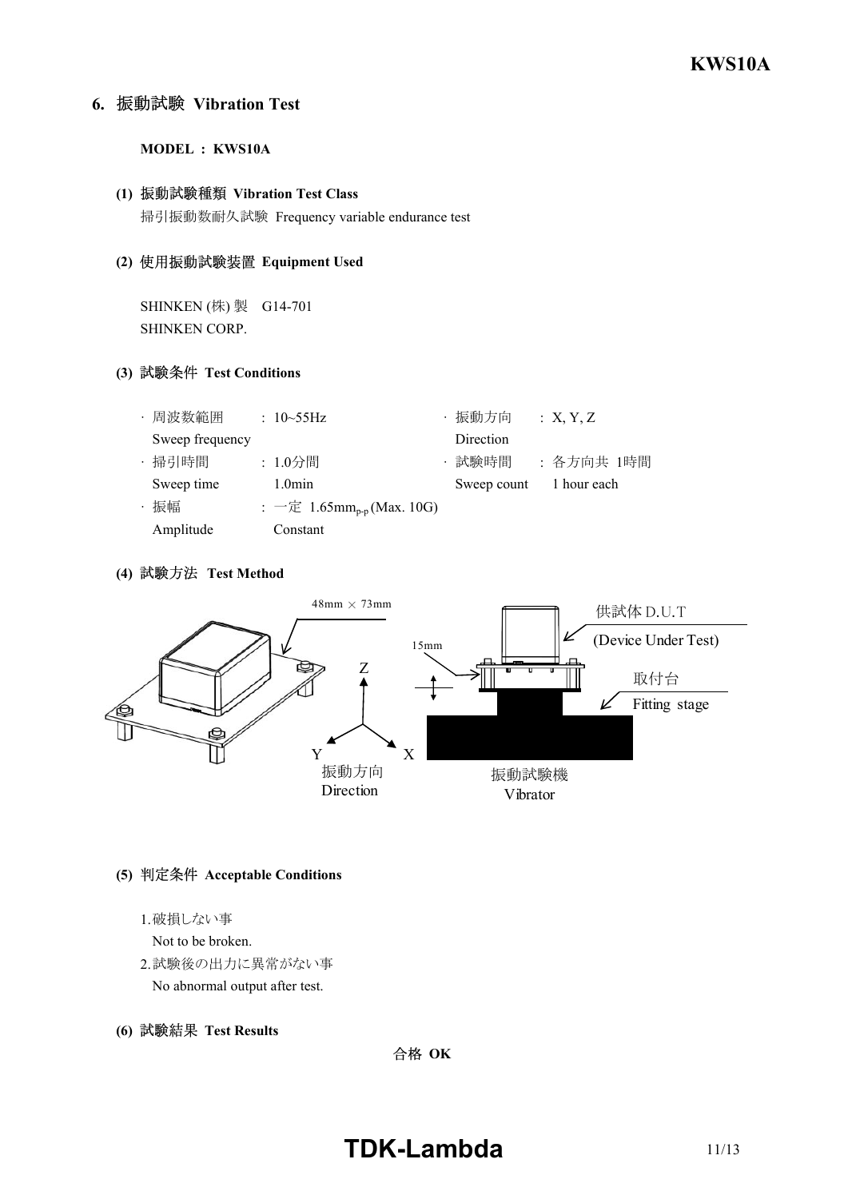## 6. 振動試験 Vibration Test

**MODEL : KWS10A**

### (1) 振動試験種類 Vibration Test Class

掃引振動数耐久試験 Frequency variable endurance test

### (2) 使用振動試験装置 Equipment Used

SHINKEN (株) 製 G14-701
SHINKEN CORP.

### (3) 試験条件 Test Conditions

| | | | |
|---|---|---|---|
| · 周波数範囲 Sweep frequency | : 10~55Hz | · 振動方向 Direction | : X, Y, Z |
| · 掃引時間 Sweep time | : 1.0分間 1.0min | · 試験時間 Sweep count | : 各方向共 1時間 1 hour each |
| · 振幅 Amplitude | : 一定 $1.65mm_{p-p}$ (Max. 10G) Constant | | |

### (4) 試験方法 Test Method

48mm × 73mm

15mm

Z

Y

X

振動方向
Direction

供試体 D.U.T
(Device Under Test)

取付台
Fitting stage

振動試験機
Vibrator

### (5) 判定条件 Acceptable Conditions

1. 破損しない事
   Not to be broken.
2. 試験後の出力に異常がない事
   No abnormal output after test.

### (6) 試験結果 Test Results

合格 **OK**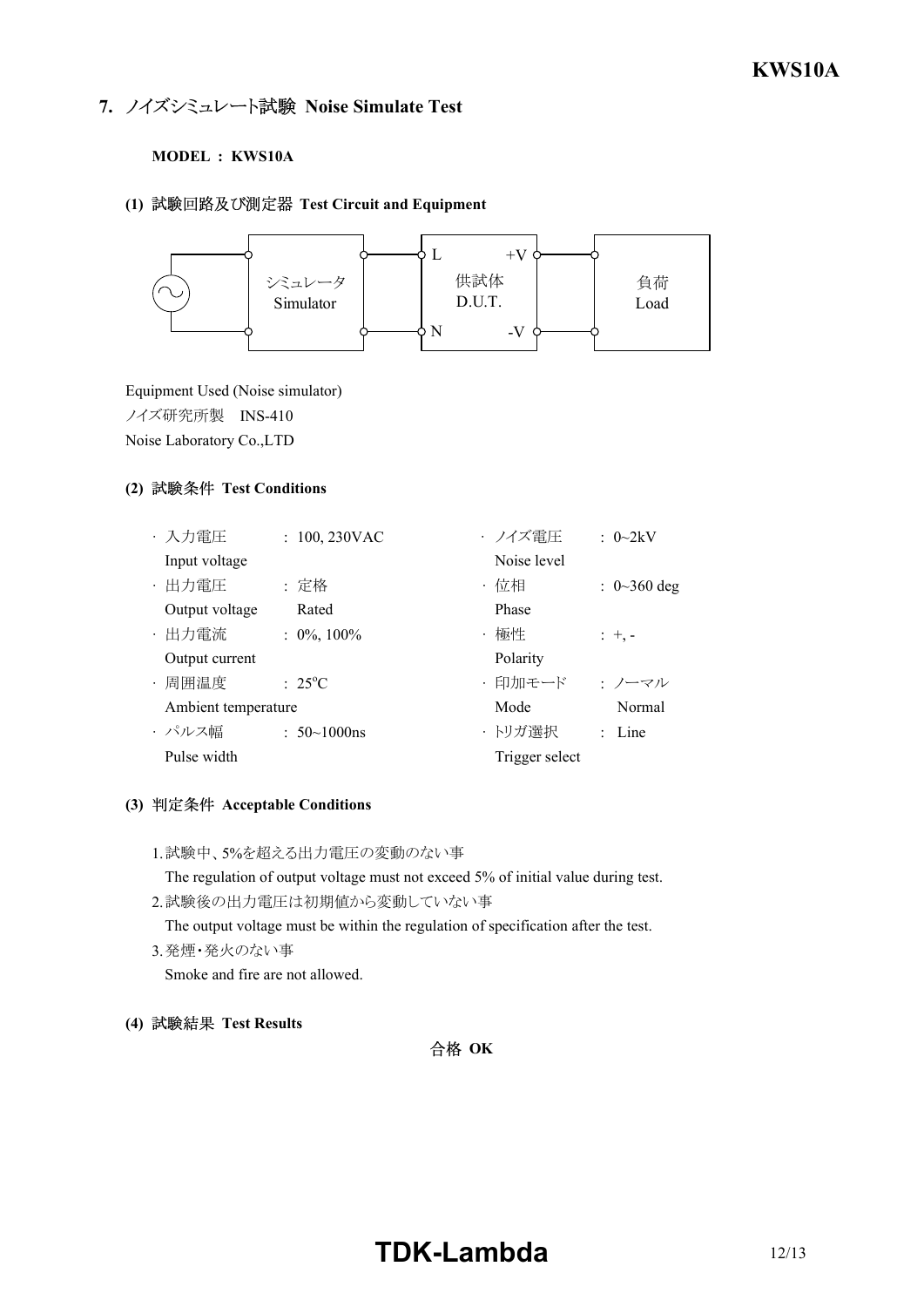## 7. ノイズシミュレート試験 Noise Simulate Test

**MODEL : KWS10A**

**(1) 試験回路及び測定器 Test Circuit and Equipment**

シミュレータ
Simulator

L
N

供試体
D.U.T.

+V
-V

負荷
Load

Equipment Used (Noise simulator)
ノイズ研究所製　INS-410
Noise Laboratory Co.,LTD

**(2) 試験条件 Test Conditions**

| | | | |
|---|---|---|---|
| · 入力電圧 Input voltage | : 100, 230VAC | · ノイズ電圧 Noise level | : 0~2kV |
| · 出力電圧 Output voltage | : 定格 Rated | · 位相 Phase | : 0~360 deg |
| · 出力電流 Output current | : 0%, 100% | · 極性 Polarity | : +, - |
| · 周囲温度 Ambient temperature | : 25°C | · 印加モード Mode | : ノーマル Normal |
| · パルス幅 Pulse width | : 50~1000ns | · トリガ選択 Trigger select | : Line |

**(3) 判定条件 Acceptable Conditions**

1. 試験中、5%を超える出力電圧の変動のない事
   The regulation of output voltage must not exceed 5% of initial value during test.
2. 試験後の出力電圧は初期値から変動していない事
   The output voltage must be within the regulation of specification after the test.
3. 発煙・発火のない事
   Smoke and fire are not allowed.

**(4) 試験結果 Test Results**

合格 **OK**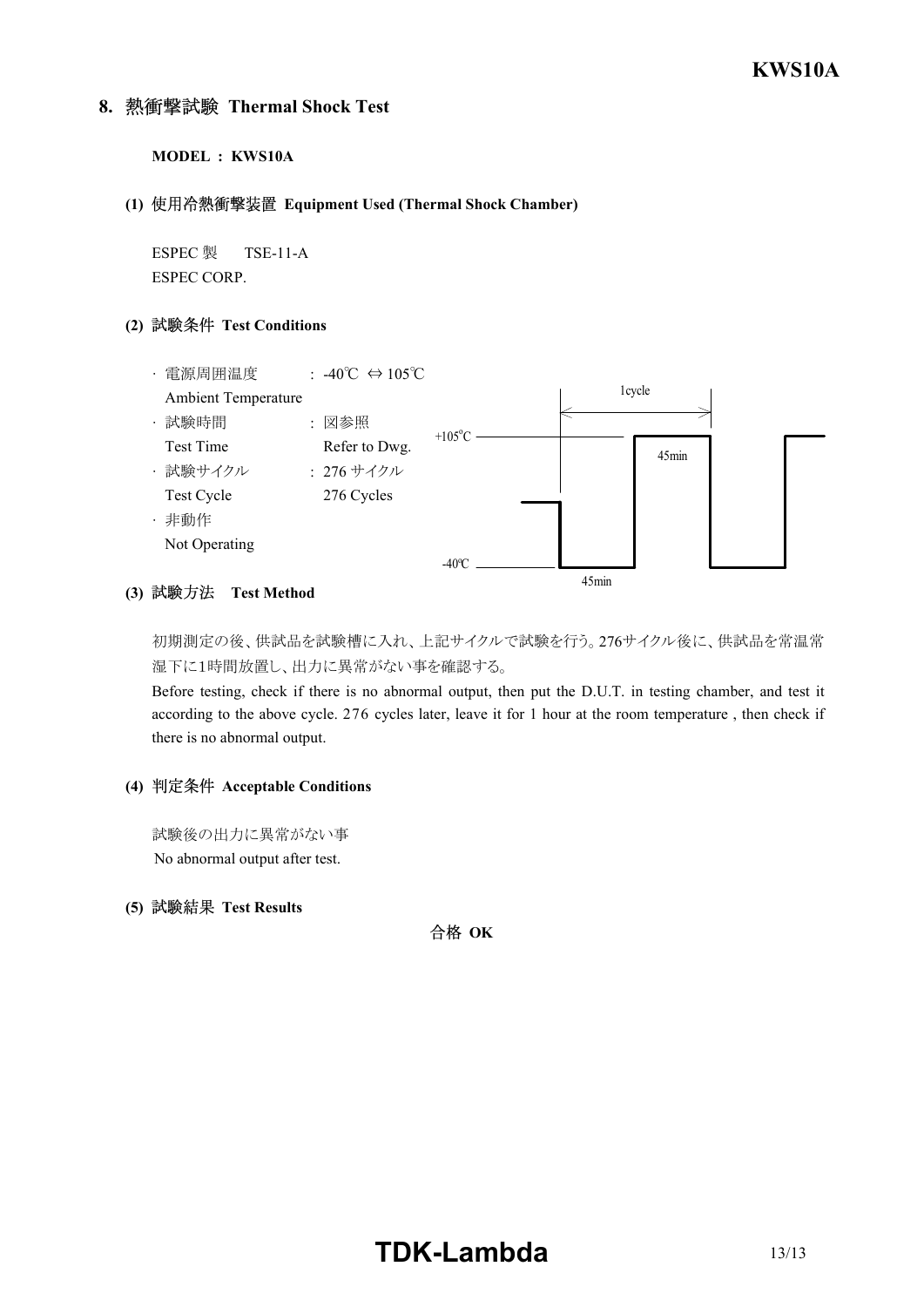## 8. 熱衝撃試験 Thermal Shock Test

**MODEL : KWS10A**

**(1) 使用冷熱衝撃装置 Equipment Used (Thermal Shock Chamber)**

ESPEC 製　TSE-11-A
ESPEC CORP.

**(2) 試験条件 Test Conditions**

- 電源周囲温度 : -40℃ ⇔ 105℃
  Ambient Temperature
- 試験時間 : 図参照
  Test Time　Refer to Dwg.
- 試験サイクル : 276 サイクル
  Test Cycle　276 Cycles
- 非動作
  Not Operating

1cycle
+105°C
45min
-40℃
45min

**(3) 試験方法 Test Method**

初期測定の後、供試品を試験槽に入れ、上記サイクルで試験を行う。276サイクル後に、供試品を常温常湿下に1時間放置し、出力に異常がない事を確認する。

Before testing, check if there is no abnormal output, then put the D.U.T. in testing chamber, and test it according to the above cycle. 276 cycles later, leave it for 1 hour at the room temperature , then check if there is no abnormal output.

**(4) 判定条件 Acceptable Conditions**

試験後の出力に異常がない事
No abnormal output after test.

**(5) 試験結果 Test Results**

合格 **OK**